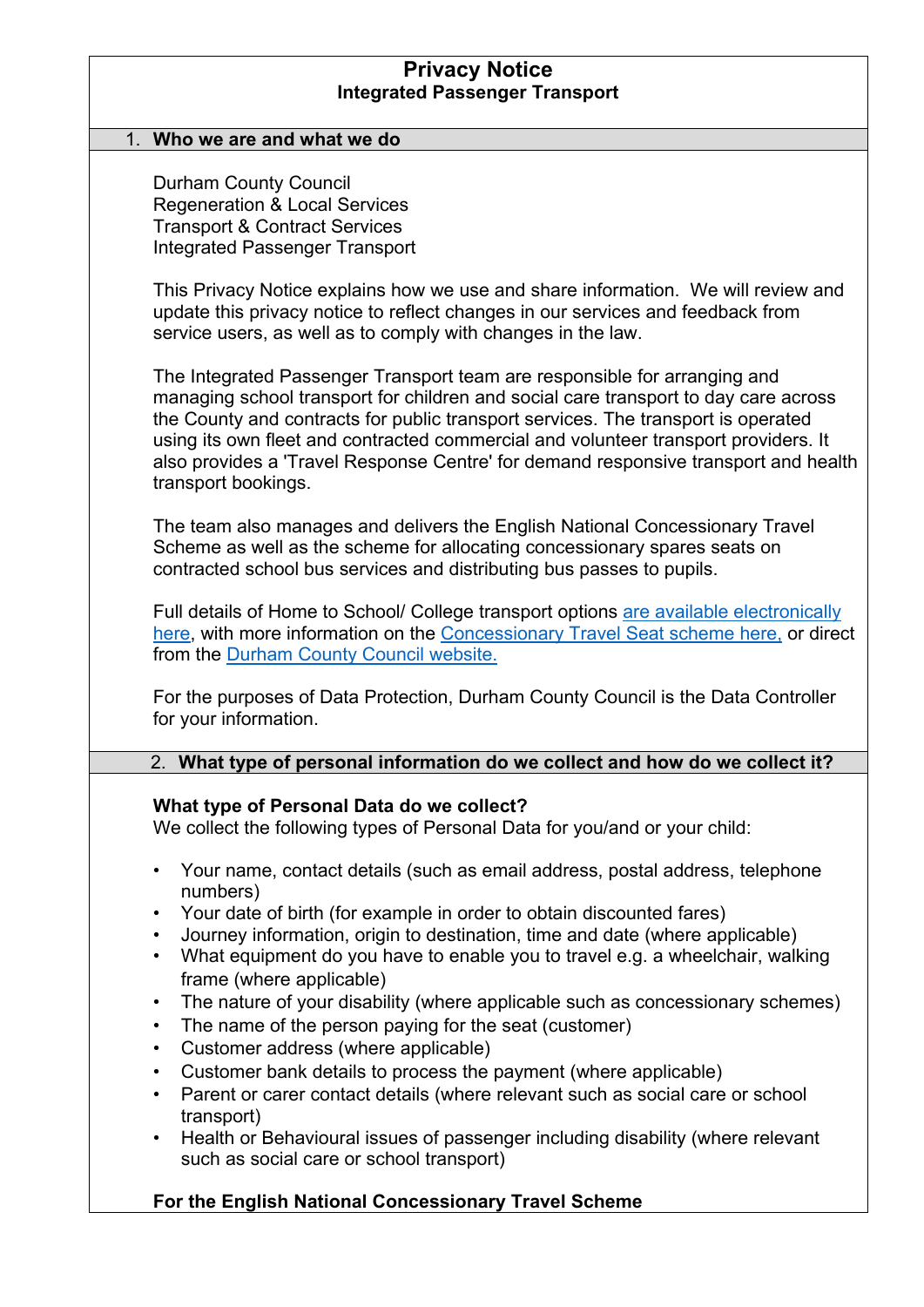# Privacy Notice
## Integrated Passenger Transport

## 1. Who we are and what we do

Durham County Council
Regeneration & Local Services
Transport & Contract Services
Integrated Passenger Transport

This Privacy Notice explains how we use and share information. We will review and update this privacy notice to reflect changes in our services and feedback from service users, as well as to comply with changes in the law.

The Integrated Passenger Transport team are responsible for arranging and managing school transport for children and social care transport to day care across the County and contracts for public transport services. The transport is operated using its own fleet and contracted commercial and volunteer transport providers. It also provides a 'Travel Response Centre' for demand responsive transport and health transport bookings.

The team also manages and delivers the English National Concessionary Travel Scheme as well as the scheme for allocating concessionary spares seats on contracted school bus services and distributing bus passes to pupils.

Full details of Home to School/ College transport options are available electronically here, with more information on the Concessionary Travel Seat scheme here, or direct from the Durham County Council website.

For the purposes of Data Protection, Durham County Council is the Data Controller for your information.

## 2. What type of personal information do we collect and how do we collect it?

**What type of Personal Data do we collect?**
We collect the following types of Personal Data for you/and or your child:

- Your name, contact details (such as email address, postal address, telephone numbers)
- Your date of birth (for example in order to obtain discounted fares)
- Journey information, origin to destination, time and date (where applicable)
- What equipment do you have to enable you to travel e.g. a wheelchair, walking frame (where applicable)
- The nature of your disability (where applicable such as concessionary schemes)
- The name of the person paying for the seat (customer)
- Customer address (where applicable)
- Customer bank details to process the payment (where applicable)
- Parent or carer contact details (where relevant such as social care or school transport)
- Health or Behavioural issues of passenger including disability (where relevant such as social care or school transport)

**For the English National Concessionary Travel Scheme**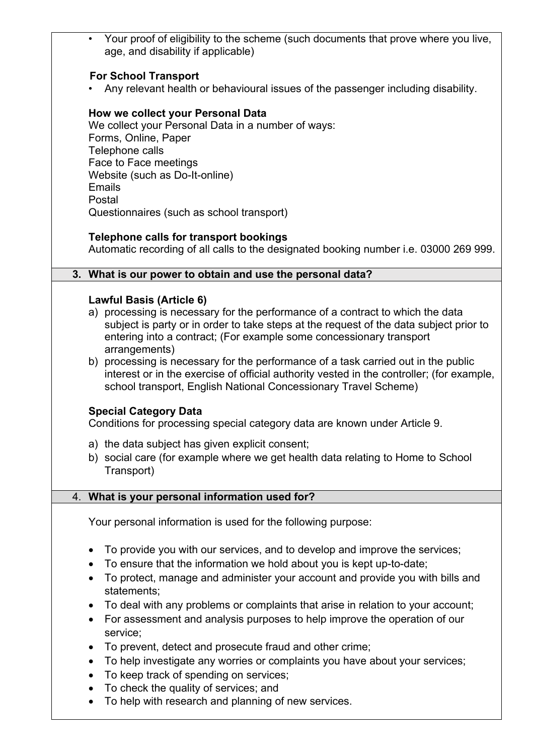- Your proof of eligibility to the scheme (such documents that prove where you live, age, and disability if applicable)

**For School Transport**

- Any relevant health or behavioural issues of the passenger including disability.

**How we collect your Personal Data**

We collect your Personal Data in a number of ways:
Forms, Online, Paper
Telephone calls
Face to Face meetings
Website (such as Do-It-online)
Emails
Postal
Questionnaires (such as school transport)

**Telephone calls for transport bookings**

Automatic recording of all calls to the designated booking number i.e. 03000 269 999.

## 3. What is our power to obtain and use the personal data?

**Lawful Basis (Article 6)**

a) processing is necessary for the performance of a contract to which the data subject is party or in order to take steps at the request of the data subject prior to entering into a contract; (For example some concessionary transport arrangements)
b) processing is necessary for the performance of a task carried out in the public interest or in the exercise of official authority vested in the controller; (for example, school transport, English National Concessionary Travel Scheme)

**Special Category Data**

Conditions for processing special category data are known under Article 9.

a) the data subject has given explicit consent;
b) social care (for example where we get health data relating to Home to School Transport)

## 4. What is your personal information used for?

Your personal information is used for the following purpose:

- To provide you with our services, and to develop and improve the services;
- To ensure that the information we hold about you is kept up-to-date;
- To protect, manage and administer your account and provide you with bills and statements;
- To deal with any problems or complaints that arise in relation to your account;
- For assessment and analysis purposes to help improve the operation of our service;
- To prevent, detect and prosecute fraud and other crime;
- To help investigate any worries or complaints you have about your services;
- To keep track of spending on services;
- To check the quality of services; and
- To help with research and planning of new services.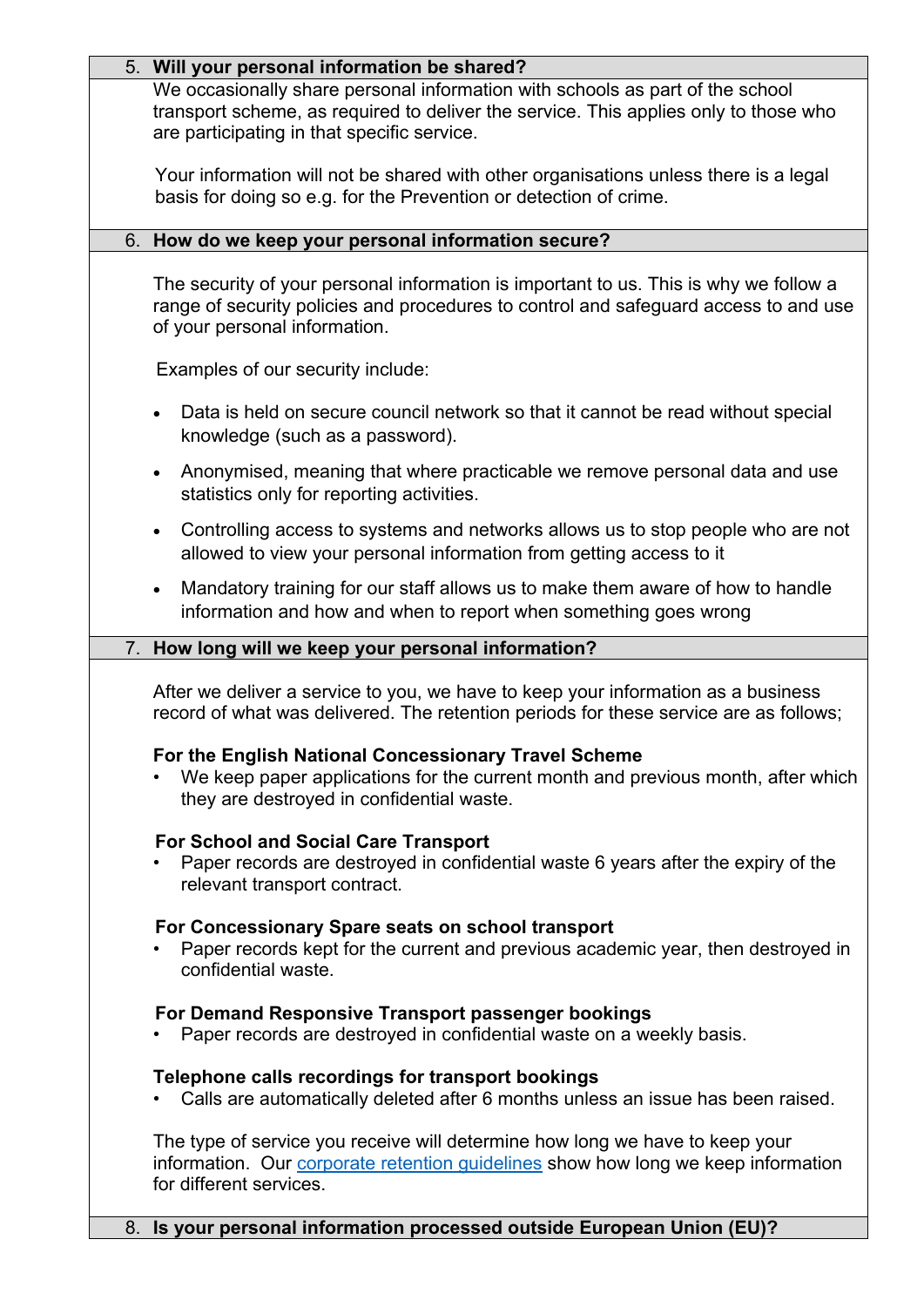## 5. Will your personal information be shared?

We occasionally share personal information with schools as part of the school transport scheme, as required to deliver the service. This applies only to those who are participating in that specific service.

Your information will not be shared with other organisations unless there is a legal basis for doing so e.g. for the Prevention or detection of crime.

## 6. How do we keep your personal information secure?

The security of your personal information is important to us. This is why we follow a range of security policies and procedures to control and safeguard access to and use of your personal information.

Examples of our security include:

- Data is held on secure council network so that it cannot be read without special knowledge (such as a password).
- Anonymised, meaning that where practicable we remove personal data and use statistics only for reporting activities.
- Controlling access to systems and networks allows us to stop people who are not allowed to view your personal information from getting access to it
- Mandatory training for our staff allows us to make them aware of how to handle information and how and when to report when something goes wrong

## 7. How long will we keep your personal information?

After we deliver a service to you, we have to keep your information as a business record of what was delivered. The retention periods for these service are as follows;

**For the English National Concessionary Travel Scheme**

- We keep paper applications for the current month and previous month, after which they are destroyed in confidential waste.

**For School and Social Care Transport**

- Paper records are destroyed in confidential waste 6 years after the expiry of the relevant transport contract.

**For Concessionary Spare seats on school transport**

- Paper records kept for the current and previous academic year, then destroyed in confidential waste.

**For Demand Responsive Transport passenger bookings**

- Paper records are destroyed in confidential waste on a weekly basis.

**Telephone calls recordings for transport bookings**

- Calls are automatically deleted after 6 months unless an issue has been raised.

The type of service you receive will determine how long we have to keep your information. Our [corporate retention guidelines] show how long we keep information for different services.

## 8. Is your personal information processed outside European Union (EU)?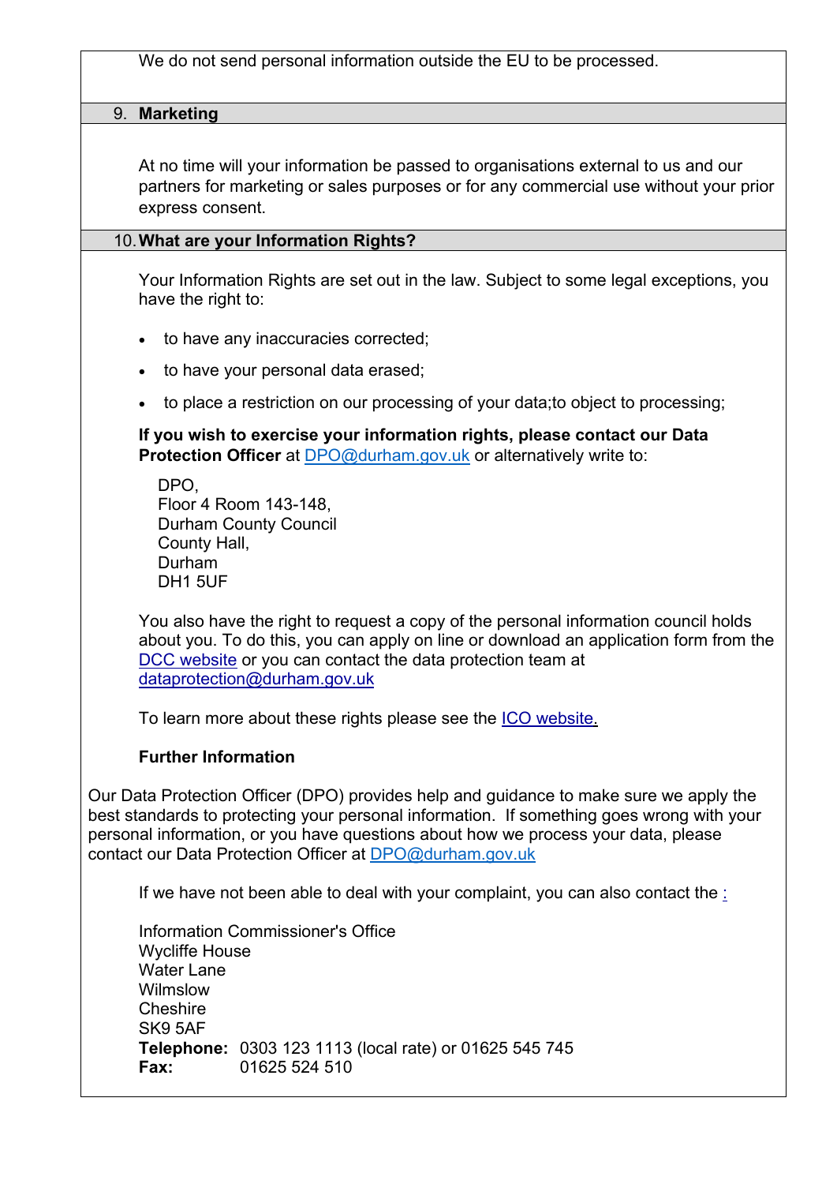We do not send personal information outside the EU to be processed.

## 9. Marketing

At no time will your information be passed to organisations external to us and our partners for marketing or sales purposes or for any commercial use without your prior express consent.

## 10. What are your Information Rights?

Your Information Rights are set out in the law. Subject to some legal exceptions, you have the right to:

- to have any inaccuracies corrected;
- to have your personal data erased;
- to place a restriction on our processing of your data;to object to processing;

**If you wish to exercise your information rights, please contact our Data Protection Officer** at DPO@durham.gov.uk or alternatively write to:

DPO,
Floor 4 Room 143-148,
Durham County Council
County Hall,
Durham
DH1 5UF

You also have the right to request a copy of the personal information council holds about you. To do this, you can apply on line or download an application form from the DCC website or you can contact the data protection team at dataprotection@durham.gov.uk

To learn more about these rights please see the ICO website.

**Further Information**

Our Data Protection Officer (DPO) provides help and guidance to make sure we apply the best standards to protecting your personal information. If something goes wrong with your personal information, or you have questions about how we process your data, please contact our Data Protection Officer at DPO@durham.gov.uk

If we have not been able to deal with your complaint, you can also contact the :

Information Commissioner's Office
Wycliffe House
Water Lane
Wilmslow
Cheshire
SK9 5AF
**Telephone:** 0303 123 1113 (local rate) or 01625 545 745
**Fax:** 01625 524 510